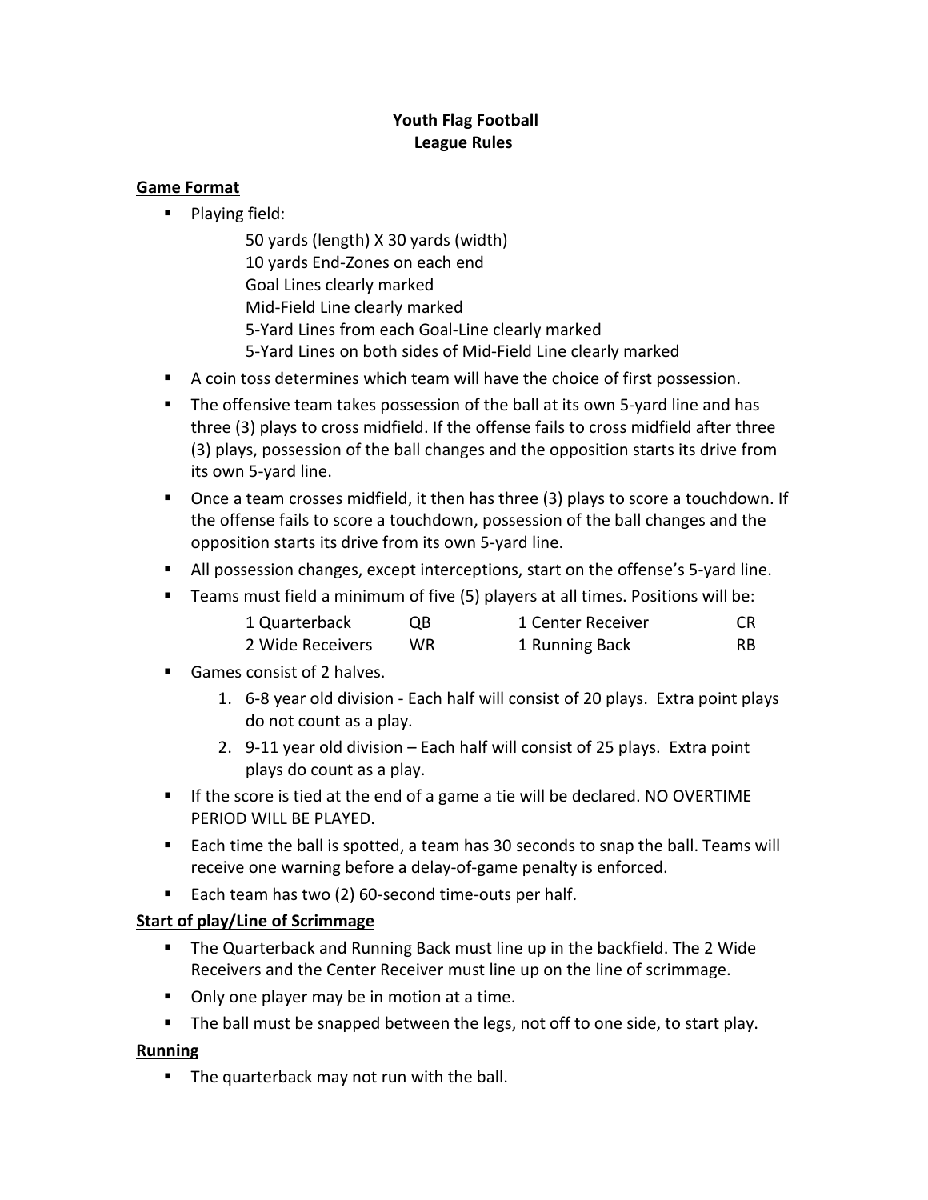# Youth Flag Football
## League Rules

### Game Format

- Playing field:

  50 yards (length) X 30 yards (width)
  10 yards End-Zones on each end
  Goal Lines clearly marked
  Mid-Field Line clearly marked
  5-Yard Lines from each Goal-Line clearly marked
  5-Yard Lines on both sides of Mid-Field Line clearly marked

- A coin toss determines which team will have the choice of first possession.
- The offensive team takes possession of the ball at its own 5-yard line and has three (3) plays to cross midfield. If the offense fails to cross midfield after three (3) plays, possession of the ball changes and the opposition starts its drive from its own 5-yard line.
- Once a team crosses midfield, it then has three (3) plays to score a touchdown. If the offense fails to score a touchdown, possession of the ball changes and the opposition starts its drive from its own 5-yard line.
- All possession changes, except interceptions, start on the offense's 5-yard line.
- Teams must field a minimum of five (5) players at all times. Positions will be:

| | | | |
|---|---|---|---|
| 1 Quarterback | QB | 1 Center Receiver | CR |
| 2 Wide Receivers | WR | 1 Running Back | RB |

- Games consist of 2 halves.
  1. 6-8 year old division - Each half will consist of 20 plays. Extra point plays do not count as a play.
  2. 9-11 year old division – Each half will consist of 25 plays. Extra point plays do count as a play.
- If the score is tied at the end of a game a tie will be declared. NO OVERTIME PERIOD WILL BE PLAYED.
- Each time the ball is spotted, a team has 30 seconds to snap the ball. Teams will receive one warning before a delay-of-game penalty is enforced.
- Each team has two (2) 60-second time-outs per half.

### Start of play/Line of Scrimmage

- The Quarterback and Running Back must line up in the backfield. The 2 Wide Receivers and the Center Receiver must line up on the line of scrimmage.
- Only one player may be in motion at a time.
- The ball must be snapped between the legs, not off to one side, to start play.

### Running

- The quarterback may not run with the ball.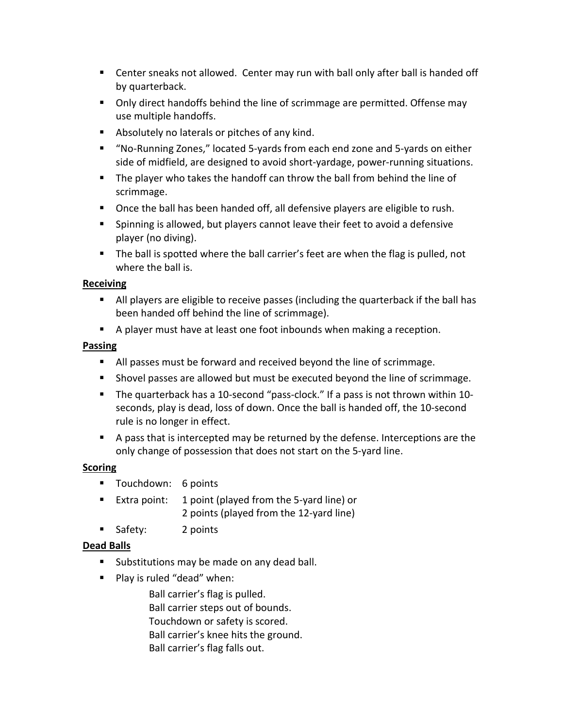- Center sneaks not allowed.  Center may run with ball only after ball is handed off by quarterback.
- Only direct handoffs behind the line of scrimmage are permitted. Offense may use multiple handoffs.
- Absolutely no laterals or pitches of any kind.
- "No-Running Zones," located 5-yards from each end zone and 5-yards on either side of midfield, are designed to avoid short-yardage, power-running situations.
- The player who takes the handoff can throw the ball from behind the line of scrimmage.
- Once the ball has been handed off, all defensive players are eligible to rush.
- Spinning is allowed, but players cannot leave their feet to avoid a defensive player (no diving).
- The ball is spotted where the ball carrier's feet are when the flag is pulled, not where the ball is.

**Receiving**

- All players are eligible to receive passes (including the quarterback if the ball has been handed off behind the line of scrimmage).
- A player must have at least one foot inbounds when making a reception.

**Passing**

- All passes must be forward and received beyond the line of scrimmage.
- Shovel passes are allowed but must be executed beyond the line of scrimmage.
- The quarterback has a 10-second "pass-clock." If a pass is not thrown within 10-seconds, play is dead, loss of down. Once the ball is handed off, the 10-second rule is no longer in effect.
- A pass that is intercepted may be returned by the defense. Interceptions are the only change of possession that does not start on the 5-yard line.

**Scoring**

- Touchdown: 6 points
- Extra point: 1 point (played from the 5-yard line) or 2 points (played from the 12-yard line)
- Safety: 2 points

**Dead Balls**

- Substitutions may be made on any dead ball.
- Play is ruled "dead" when:

  Ball carrier's flag is pulled.
  Ball carrier steps out of bounds.
  Touchdown or safety is scored.
  Ball carrier's knee hits the ground.
  Ball carrier's flag falls out.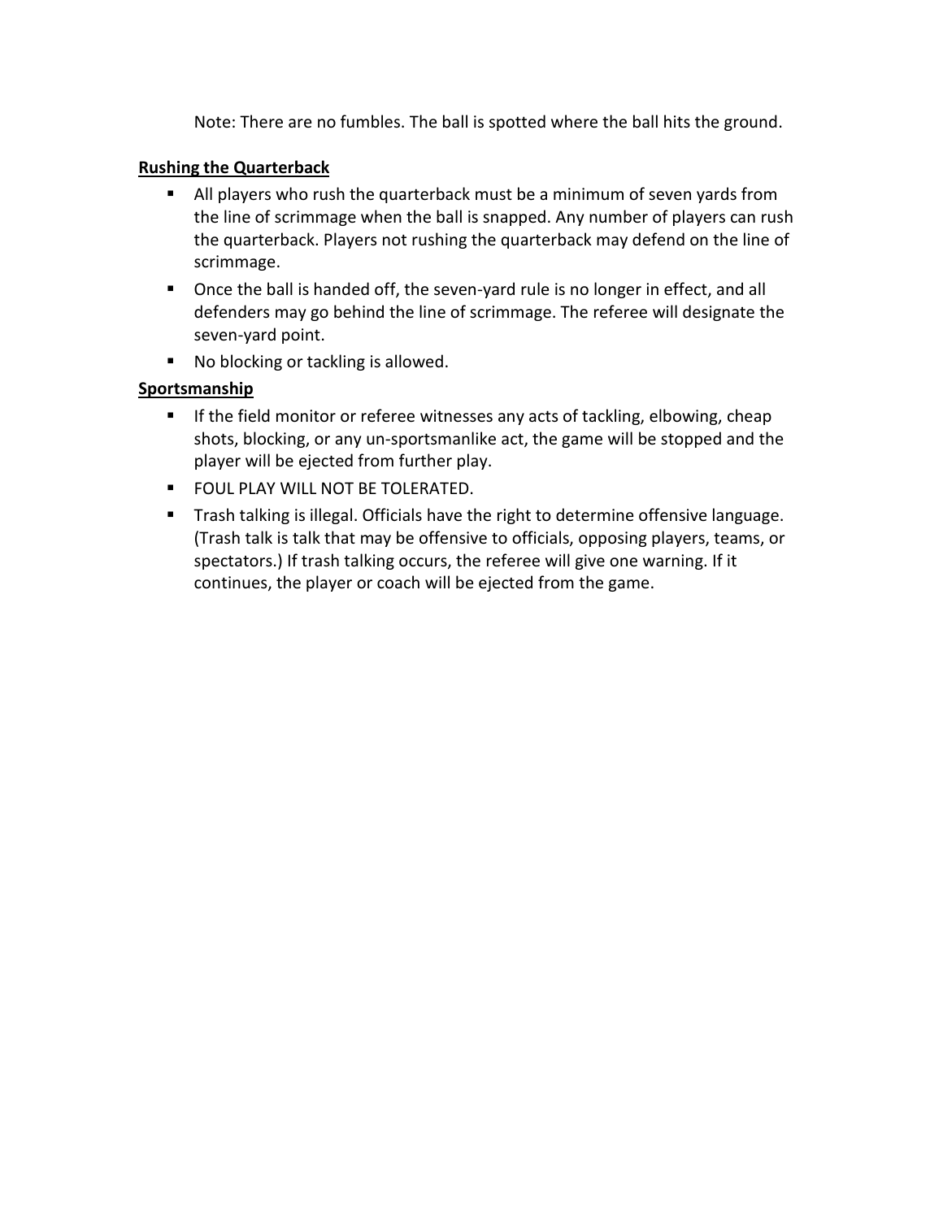Note: There are no fumbles. The ball is spotted where the ball hits the ground.

**Rushing the Quarterback**

- All players who rush the quarterback must be a minimum of seven yards from the line of scrimmage when the ball is snapped. Any number of players can rush the quarterback. Players not rushing the quarterback may defend on the line of scrimmage.
- Once the ball is handed off, the seven-yard rule is no longer in effect, and all defenders may go behind the line of scrimmage. The referee will designate the seven-yard point.
- No blocking or tackling is allowed.

**Sportsmanship**

- If the field monitor or referee witnesses any acts of tackling, elbowing, cheap shots, blocking, or any un-sportsmanlike act, the game will be stopped and the player will be ejected from further play.
- FOUL PLAY WILL NOT BE TOLERATED.
- Trash talking is illegal. Officials have the right to determine offensive language. (Trash talk is talk that may be offensive to officials, opposing players, teams, or spectators.) If trash talking occurs, the referee will give one warning. If it continues, the player or coach will be ejected from the game.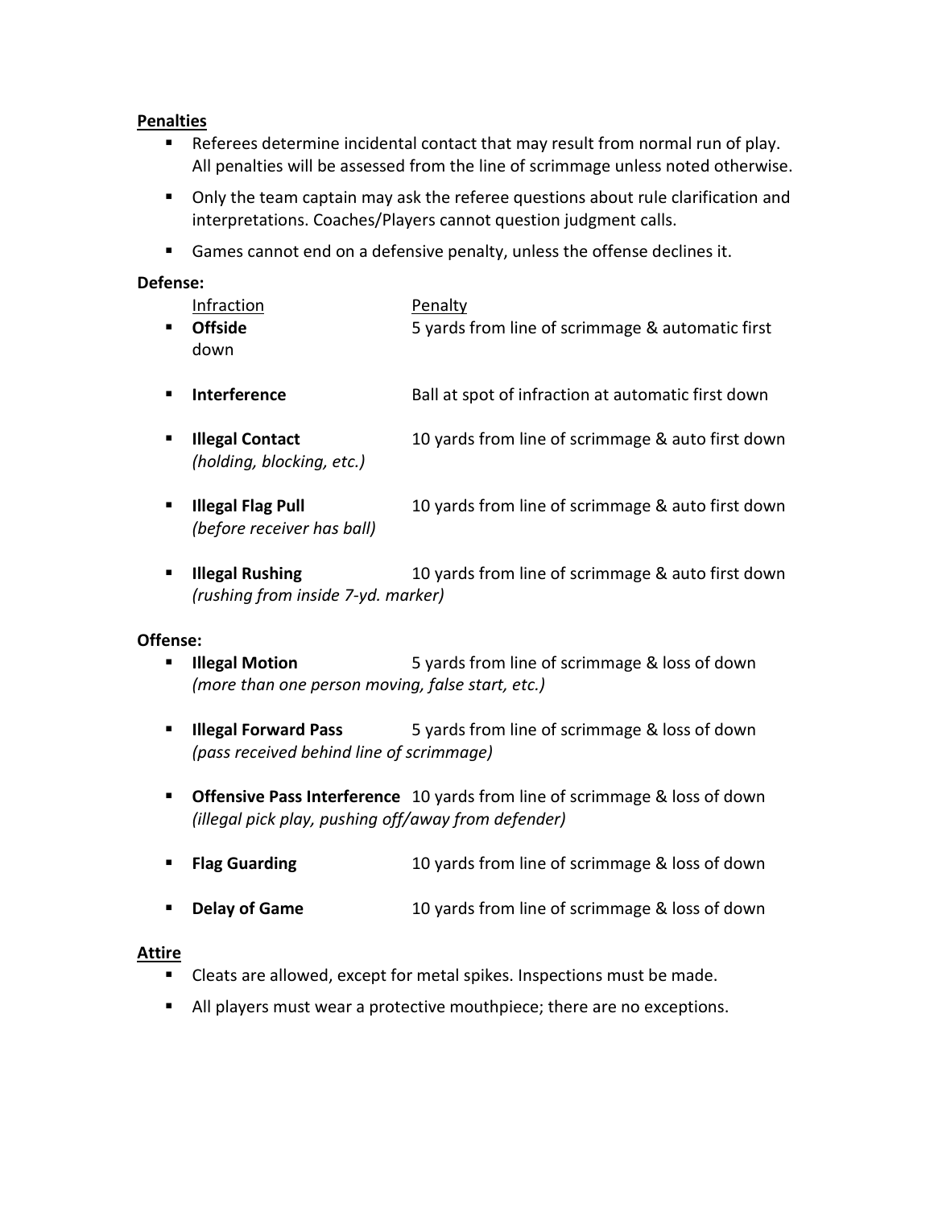**Penalties**

- Referees determine incidental contact that may result from normal run of play. All penalties will be assessed from the line of scrimmage unless noted otherwise.
- Only the team captain may ask the referee questions about rule clarification and interpretations. Coaches/Players cannot question judgment calls.
- Games cannot end on a defensive penalty, unless the offense declines it.

**Defense:**

| Infraction | Penalty |
|---|---|
| **Offside** | 5 yards from line of scrimmage & automatic first down |
| **Interference** | Ball at spot of infraction at automatic first down |
| **Illegal Contact** *(holding, blocking, etc.)* | 10 yards from line of scrimmage & auto first down |
| **Illegal Flag Pull** *(before receiver has ball)* | 10 yards from line of scrimmage & auto first down |
| **Illegal Rushing** *(rushing from inside 7-yd. marker)* | 10 yards from line of scrimmage & auto first down |

**Offense:**

| | |
|---|---|
| **Illegal Motion** *(more than one person moving, false start, etc.)* | 5 yards from line of scrimmage & loss of down |
| **Illegal Forward Pass** *(pass received behind line of scrimmage)* | 5 yards from line of scrimmage & loss of down |
| **Offensive Pass Interference** *(illegal pick play, pushing off/away from defender)* | 10 yards from line of scrimmage & loss of down |
| **Flag Guarding** | 10 yards from line of scrimmage & loss of down |
| **Delay of Game** | 10 yards from line of scrimmage & loss of down |

**Attire**

- Cleats are allowed, except for metal spikes. Inspections must be made.
- All players must wear a protective mouthpiece; there are no exceptions.